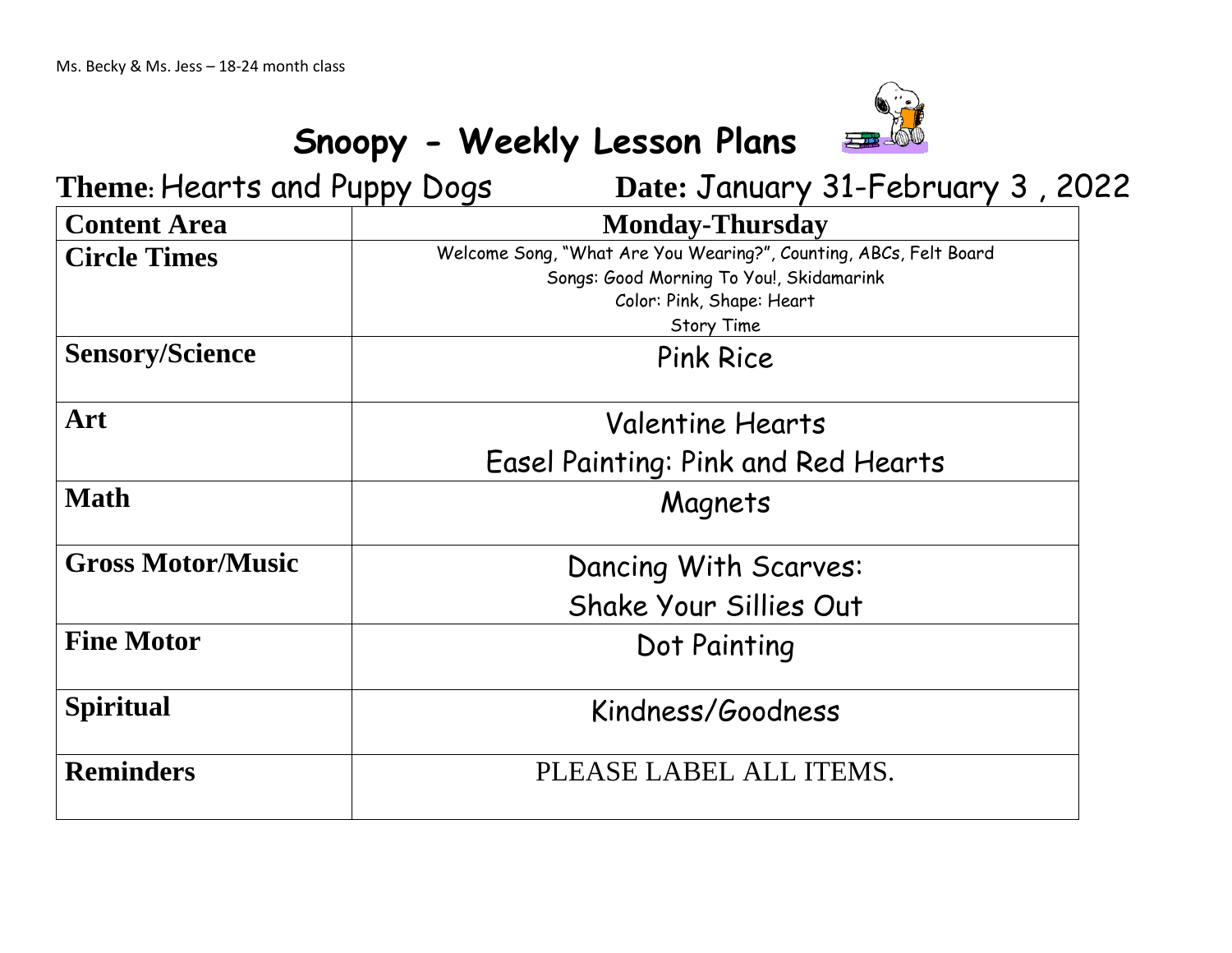Ms. Becky & Ms. Jess – 18-24 month class

# Snoopy - Weekly Lesson Plans

**Theme:** Hearts and Puppy Dogs **Date:** January 31-February 3 , 2022

| Content Area | Monday-Thursday |
|---|---|
| **Circle Times** | Welcome Song, "What Are You Wearing?", Counting, ABCs, Felt Board<br>Songs: Good Morning To You!, Skidamarink<br>Color: Pink, Shape: Heart<br>Story Time |
| **Sensory/Science** | Pink Rice |
| **Art** | Valentine Hearts<br>Easel Painting: Pink and Red Hearts |
| **Math** | Magnets |
| **Gross Motor/Music** | Dancing With Scarves:<br>Shake Your Sillies Out |
| **Fine Motor** | Dot Painting |
| **Spiritual** | Kindness/Goodness |
| **Reminders** | PLEASE LABEL ALL ITEMS. |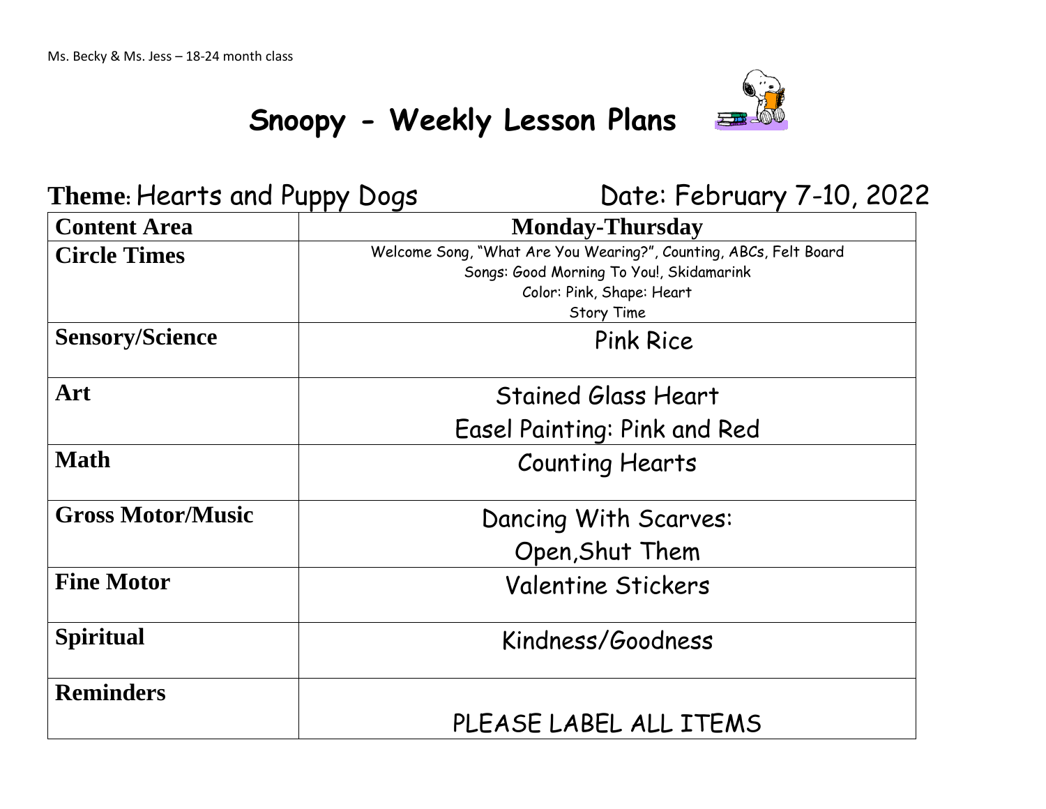Ms. Becky & Ms. Jess – 18-24 month class

# Snoopy - Weekly Lesson Plans

**Theme:** Hearts and Puppy Dogs    Date: February 7-10, 2022

| Content Area | Monday-Thursday |
| --- | --- |
| **Circle Times** | Welcome Song, "What Are You Wearing?", Counting, ABCs, Felt Board<br>Songs: Good Morning To You!, Skidamarink<br>Color: Pink, Shape: Heart<br>Story Time |
| **Sensory/Science** | Pink Rice |
| **Art** | Stained Glass Heart<br>Easel Painting: Pink and Red |
| **Math** | Counting Hearts |
| **Gross Motor/Music** | Dancing With Scarves:<br>Open,Shut Them |
| **Fine Motor** | Valentine Stickers |
| **Spiritual** | Kindness/Goodness |
| **Reminders** | PLEASE LABEL ALL ITEMS |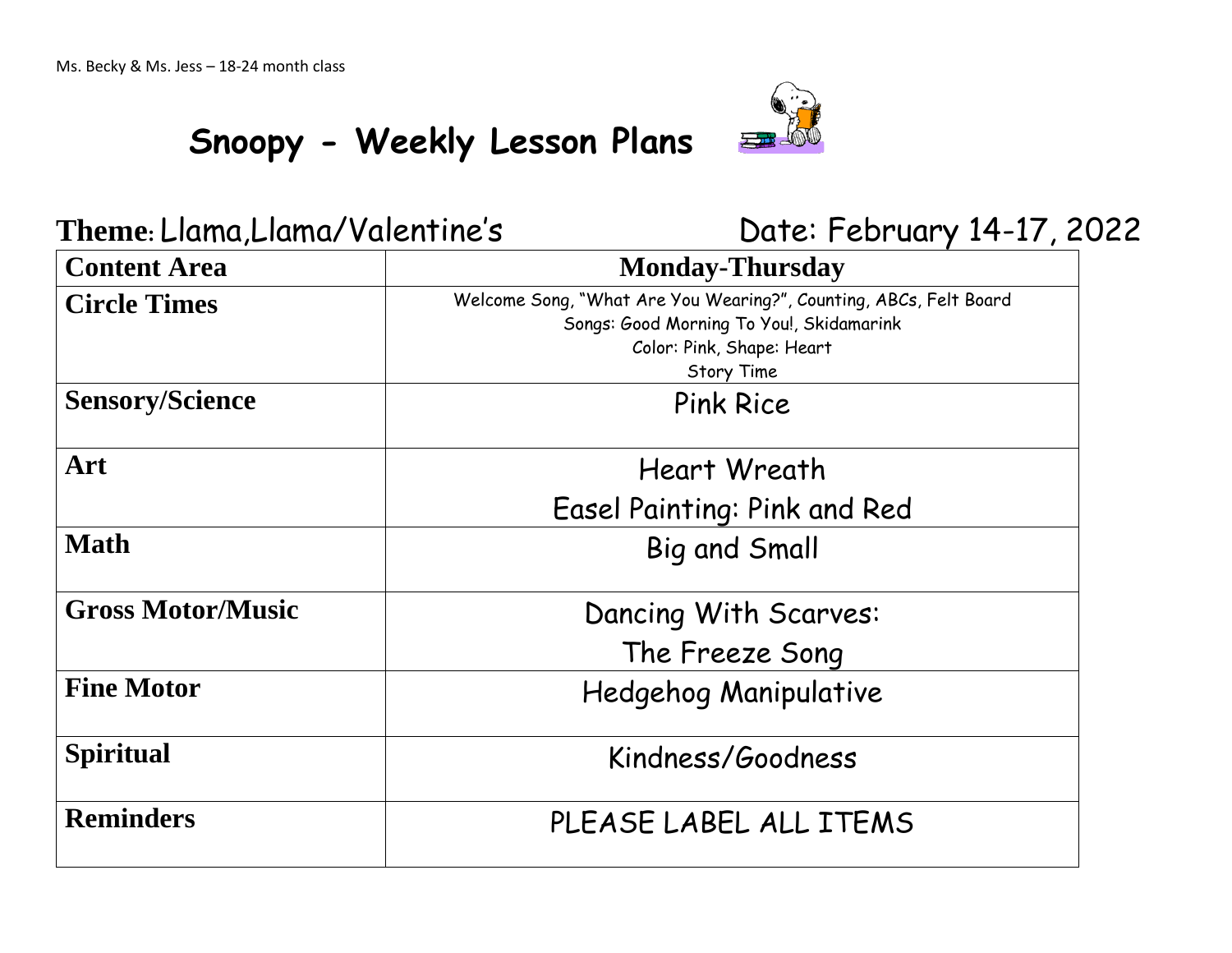Ms. Becky & Ms. Jess – 18-24 month class

# Snoopy - Weekly Lesson Plans

**Theme:** Llama,Llama/Valentine's

Date: February 14-17, 2022

| Content Area | Monday-Thursday |
|---|---|
| **Circle Times** | Welcome Song, "What Are You Wearing?", Counting, ABCs, Felt Board<br>Songs: Good Morning To You!, Skidamarink<br>Color: Pink, Shape: Heart<br>Story Time |
| **Sensory/Science** | Pink Rice |
| **Art** | Heart Wreath<br>Easel Painting: Pink and Red |
| **Math** | Big and Small |
| **Gross Motor/Music** | Dancing With Scarves:<br>The Freeze Song |
| **Fine Motor** | Hedgehog Manipulative |
| **Spiritual** | Kindness/Goodness |
| **Reminders** | PLEASE LABEL ALL ITEMS |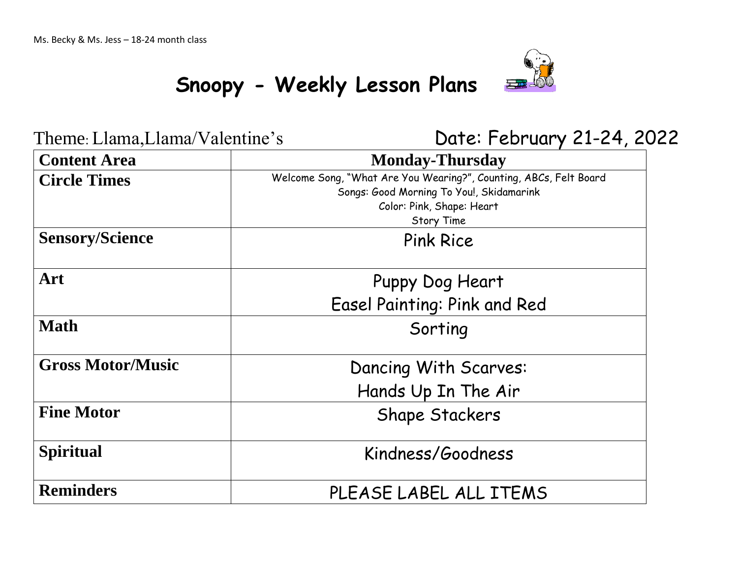Ms. Becky & Ms. Jess – 18-24 month class

# Snoopy - Weekly Lesson Plans

Theme: Llama,Llama/Valentine's

Date: February 21-24, 2022

| Content Area | Monday-Thursday |
|---|---|
| Circle Times | Welcome Song, "What Are You Wearing?", Counting, ABCs, Felt Board<br>Songs: Good Morning To You!, Skidamarink<br>Color: Pink, Shape: Heart<br>Story Time |
| Sensory/Science | Pink Rice |
| Art | Puppy Dog Heart<br>Easel Painting: Pink and Red |
| Math | Sorting |
| Gross Motor/Music | Dancing With Scarves:<br>Hands Up In The Air |
| Fine Motor | Shape Stackers |
| Spiritual | Kindness/Goodness |
| Reminders | PLEASE LABEL ALL ITEMS |